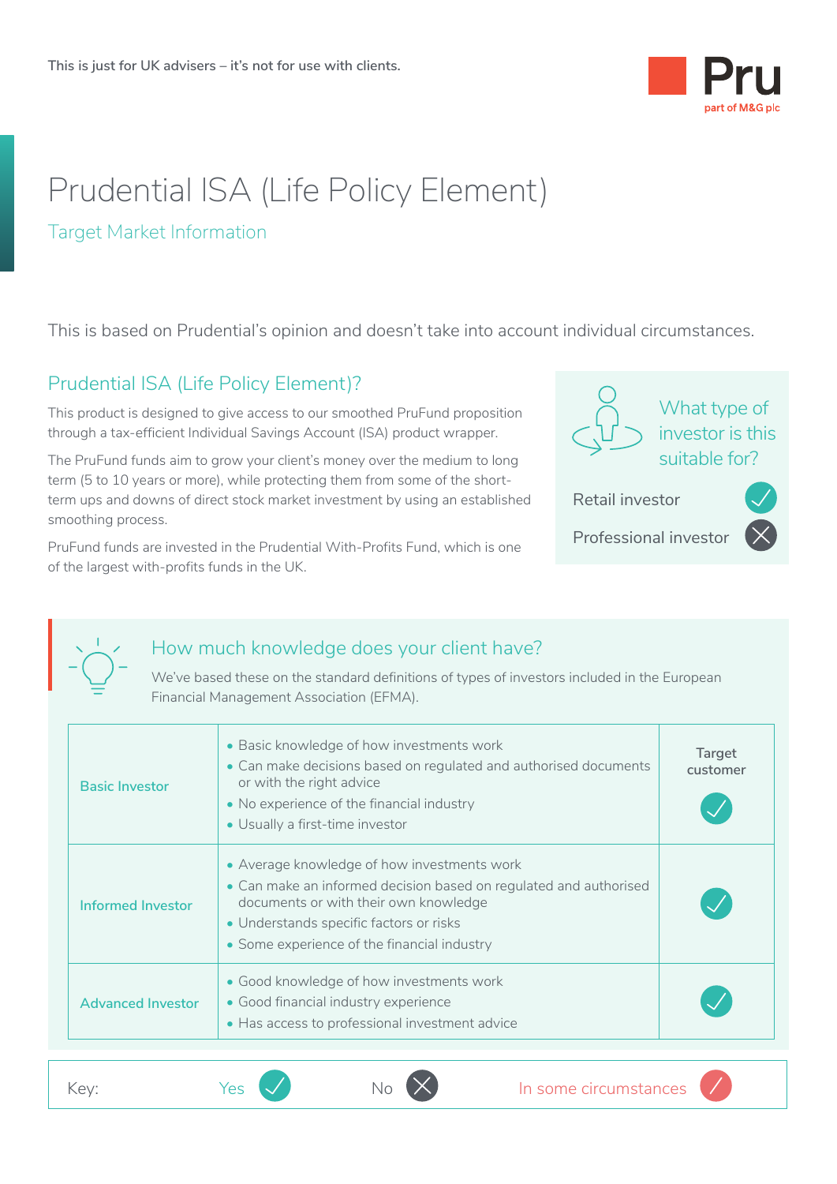This is just for UK advisers – it's not for use with clients.

Pru
part of M&G plc

# Prudential ISA (Life Policy Element)

Target Market Information

This is based on Prudential's opinion and doesn't take into account individual circumstances.

## Prudential ISA (Life Policy Element)?

This product is designed to give access to our smoothed PruFund proposition through a tax-efficient Individual Savings Account (ISA) product wrapper.

The PruFund funds aim to grow your client's money over the medium to long term (5 to 10 years or more), while protecting them from some of the short-term ups and downs of direct stock market investment by using an established smoothing process.

PruFund funds are invested in the Prudential With-Profits Fund, which is one of the largest with-profits funds in the UK.

### What type of investor is this suitable for?

| Investor type | |
|---|---|
| Retail investor | Yes |
| Professional investor | No |

## How much knowledge does your client have?

We've based these on the standard definitions of types of investors included in the European Financial Management Association (EFMA).

| | | Target customer |
|---|---|---|
| Basic Investor | • Basic knowledge of how investments work<br>• Can make decisions based on regulated and authorised documents or with the right advice<br>• No experience of the financial industry<br>• Usually a first-time investor | Yes |
| Informed Investor | • Average knowledge of how investments work<br>• Can make an informed decision based on regulated and authorised documents or with their own knowledge<br>• Understands specific factors or risks<br>• Some experience of the financial industry | Yes |
| Advanced Investor | • Good knowledge of how investments work<br>• Good financial industry experience<br>• Has access to professional investment advice | Yes |

Key: Yes ✓ No ✗ In some circumstances /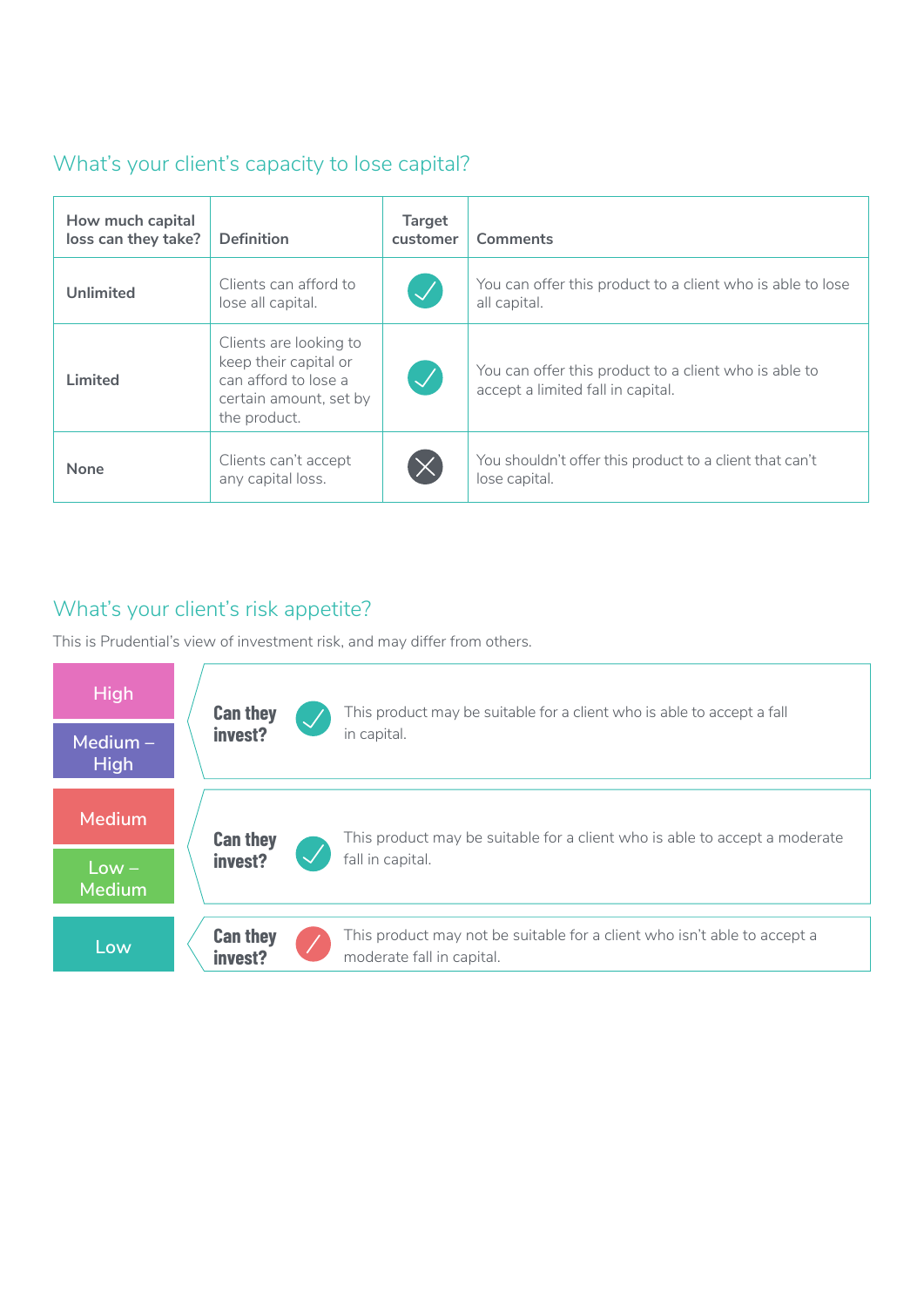## What's your client's capacity to lose capital?

| How much capital loss can they take? | Definition | Target customer | Comments |
|---|---|---|---|
| **Unlimited** | Clients can afford to lose all capital. | ✓ | You can offer this product to a client who is able to lose all capital. |
| **Limited** | Clients are looking to keep their capital or can afford to lose a certain amount, set by the product. | ✓ | You can offer this product to a client who is able to accept a limited fall in capital. |
| **None** | Clients can't accept any capital loss. | ✗ | You shouldn't offer this product to a client that can't lose capital. |

## What's your client's risk appetite?

This is Prudential's view of investment risk, and may differ from others.

| Risk level | Can they invest? | |
|---|---|---|
| High / Medium – High | ✓ | This product may be suitable for a client who is able to accept a fall in capital. |
| Medium / Low – Medium | ✓ | This product may be suitable for a client who is able to accept a moderate fall in capital. |
| Low | ✗ | This product may not be suitable for a client who isn't able to accept a moderate fall in capital. |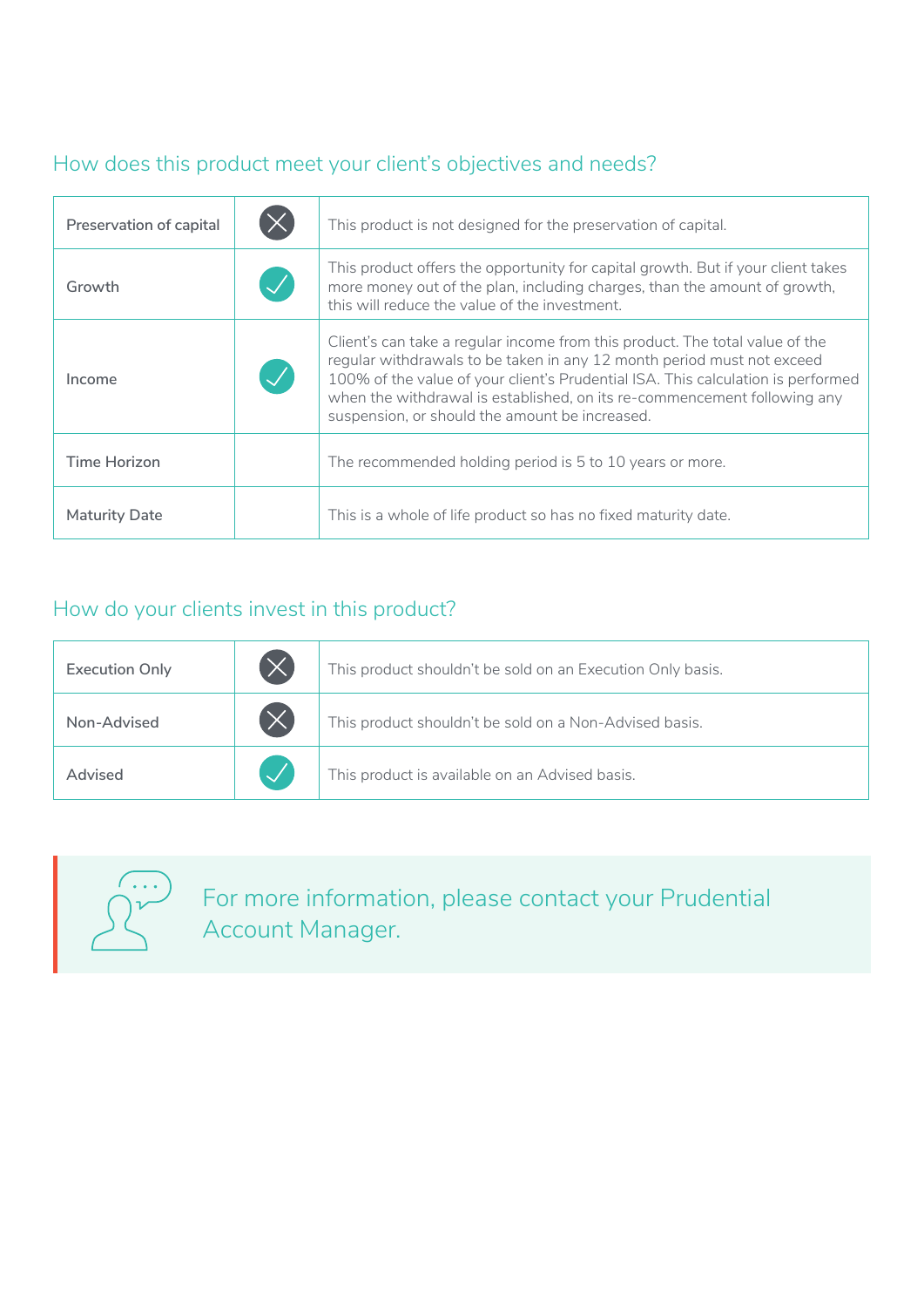## How does this product meet your client's objectives and needs?

| | | |
|---|---|---|
| Preservation of capital | ✗ | This product is not designed for the preservation of capital. |
| Growth | ✓ | This product offers the opportunity for capital growth. But if your client takes more money out of the plan, including charges, than the amount of growth, this will reduce the value of the investment. |
| Income | ✓ | Client's can take a regular income from this product. The total value of the regular withdrawals to be taken in any 12 month period must not exceed 100% of the value of your client's Prudential ISA. This calculation is performed when the withdrawal is established, on its re-commencement following any suspension, or should the amount be increased. |
| Time Horizon | | The recommended holding period is 5 to 10 years or more. |
| Maturity Date | | This is a whole of life product so has no fixed maturity date. |

## How do your clients invest in this product?

| | | |
|---|---|---|
| Execution Only | ✗ | This product shouldn't be sold on an Execution Only basis. |
| Non-Advised | ✗ | This product shouldn't be sold on a Non-Advised basis. |
| Advised | ✓ | This product is available on an Advised basis. |

For more information, please contact your Prudential Account Manager.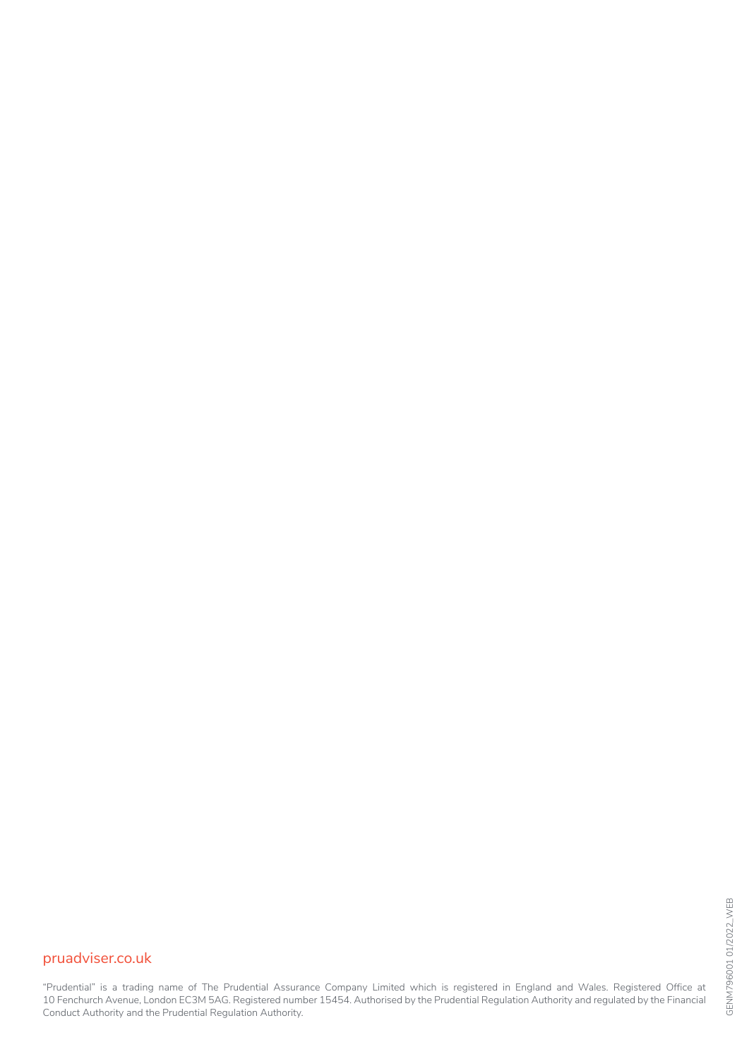pruadviser.co.uk

"Prudential" is a trading name of The Prudential Assurance Company Limited which is registered in England and Wales. Registered Office at 10 Fenchurch Avenue, London EC3M 5AG. Registered number 15454. Authorised by the Prudential Regulation Authority and regulated by the Financial Conduct Authority and the Prudential Regulation Authority.

GENM796001 01/2022_WEB